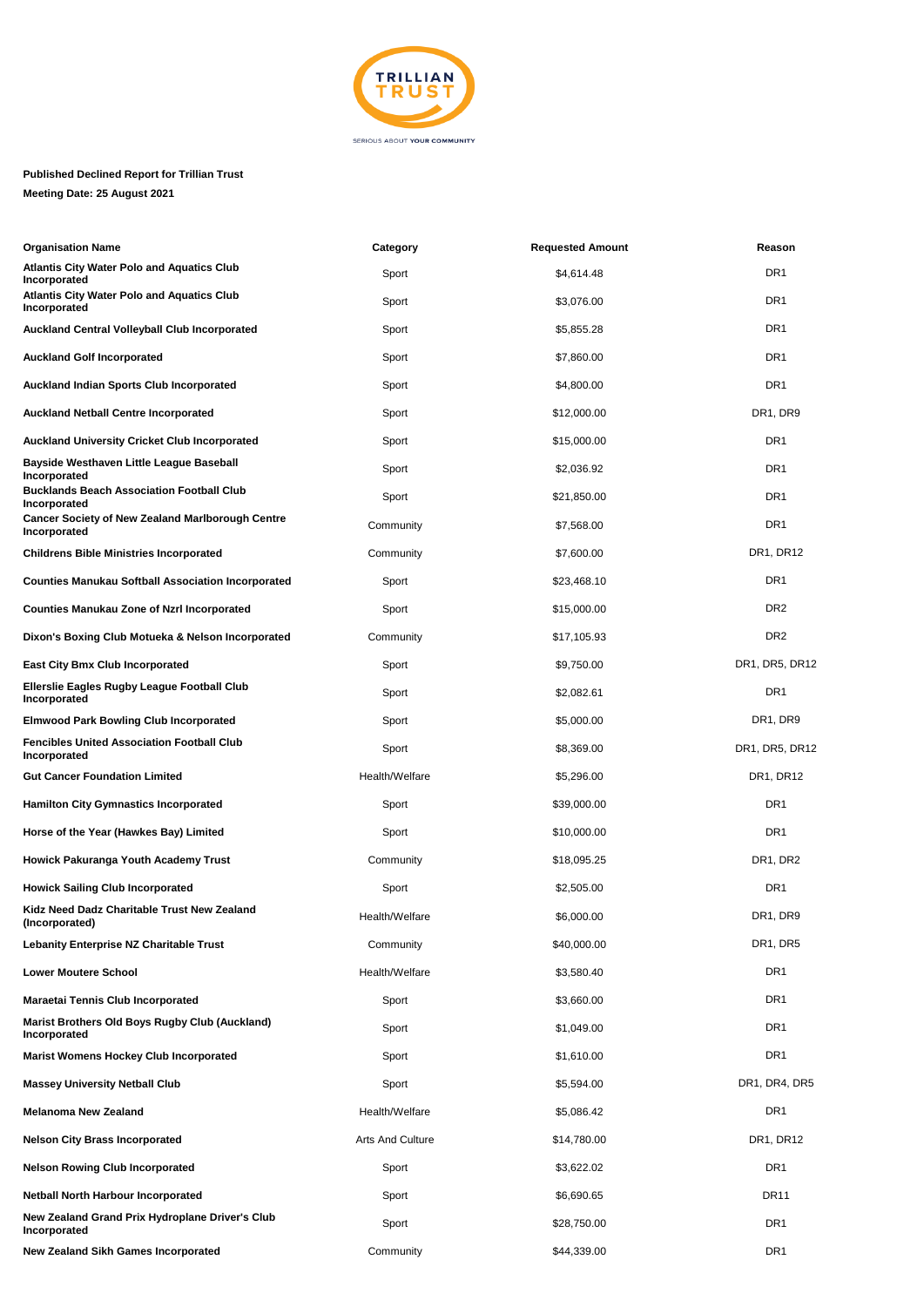**Published Declined Report for Trillian Trust**

**Meeting Date: 25 August 2021**

| Organisation Name | Category | Requested Amount | Reason |
|---|---|---|---|
| **Atlantis City Water Polo and Aquatics Club Incorporated** | Sport | $4,614.48 | DR1 |
| **Atlantis City Water Polo and Aquatics Club Incorporated** | Sport | $3,076.00 | DR1 |
| **Auckland Central Volleyball Club Incorporated** | Sport | $5,855.28 | DR1 |
| **Auckland Golf Incorporated** | Sport | $7,860.00 | DR1 |
| **Auckland Indian Sports Club Incorporated** | Sport | $4,800.00 | DR1 |
| **Auckland Netball Centre Incorporated** | Sport | $12,000.00 | DR1, DR9 |
| **Auckland University Cricket Club Incorporated** | Sport | $15,000.00 | DR1 |
| **Bayside Westhaven Little League Baseball Incorporated** | Sport | $2,036.92 | DR1 |
| **Bucklands Beach Association Football Club Incorporated** | Sport | $21,850.00 | DR1 |
| **Cancer Society of New Zealand Marlborough Centre Incorporated** | Community | $7,568.00 | DR1 |
| **Childrens Bible Ministries Incorporated** | Community | $7,600.00 | DR1, DR12 |
| **Counties Manukau Softball Association Incorporated** | Sport | $23,468.10 | DR1 |
| **Counties Manukau Zone of Nzrl Incorporated** | Sport | $15,000.00 | DR2 |
| **Dixon's Boxing Club Motueka & Nelson Incorporated** | Community | $17,105.93 | DR2 |
| **East City Bmx Club Incorporated** | Sport | $9,750.00 | DR1, DR5, DR12 |
| **Ellerslie Eagles Rugby League Football Club Incorporated** | Sport | $2,082.61 | DR1 |
| **Elmwood Park Bowling Club Incorporated** | Sport | $5,000.00 | DR1, DR9 |
| **Fencibles United Association Football Club Incorporated** | Sport | $8,369.00 | DR1, DR5, DR12 |
| **Gut Cancer Foundation Limited** | Health/Welfare | $5,296.00 | DR1, DR12 |
| **Hamilton City Gymnastics Incorporated** | Sport | $39,000.00 | DR1 |
| **Horse of the Year (Hawkes Bay) Limited** | Sport | $10,000.00 | DR1 |
| **Howick Pakuranga Youth Academy Trust** | Community | $18,095.25 | DR1, DR2 |
| **Howick Sailing Club Incorporated** | Sport | $2,505.00 | DR1 |
| **Kidz Need Dadz Charitable Trust New Zealand (Incorporated)** | Health/Welfare | $6,000.00 | DR1, DR9 |
| **Lebanity Enterprise NZ Charitable Trust** | Community | $40,000.00 | DR1, DR5 |
| **Lower Moutere School** | Health/Welfare | $3,580.40 | DR1 |
| **Maraetai Tennis Club Incorporated** | Sport | $3,660.00 | DR1 |
| **Marist Brothers Old Boys Rugby Club (Auckland) Incorporated** | Sport | $1,049.00 | DR1 |
| **Marist Womens Hockey Club Incorporated** | Sport | $1,610.00 | DR1 |
| **Massey University Netball Club** | Sport | $5,594.00 | DR1, DR4, DR5 |
| **Melanoma New Zealand** | Health/Welfare | $5,086.42 | DR1 |
| **Nelson City Brass Incorporated** | Arts And Culture | $14,780.00 | DR1, DR12 |
| **Nelson Rowing Club Incorporated** | Sport | $3,622.02 | DR1 |
| **Netball North Harbour Incorporated** | Sport | $6,690.65 | DR11 |
| **New Zealand Grand Prix Hydroplane Driver's Club Incorporated** | Sport | $28,750.00 | DR1 |
| **New Zealand Sikh Games Incorporated** | Community | $44,339.00 | DR1 |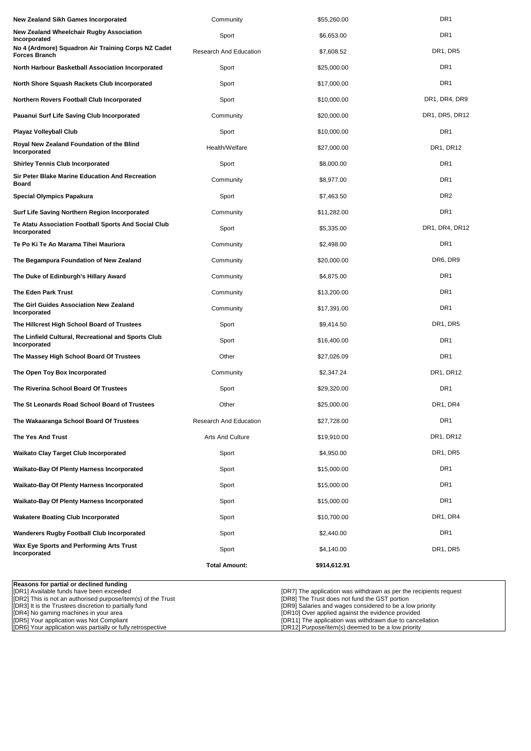| | | | |
|---|---|---|---|
| **New Zealand Sikh Games Incorporated** | Community | $55,260.00 | DR1 |
| **New Zealand Wheelchair Rugby Association Incorporated** | Sport | $6,653.00 | DR1 |
| **No 4 (Ardmore) Squadron Air Training Corps NZ Cadet Forces Branch** | Research And Education | $7,608.52 | DR1, DR5 |
| **North Harbour Basketball Association Incorporated** | Sport | $25,000.00 | DR1 |
| **North Shore Squash Rackets Club Incorporated** | Sport | $17,000.00 | DR1 |
| **Northern Rovers Football Club Incorporated** | Sport | $10,000.00 | DR1, DR4, DR9 |
| **Pauanui Surf Life Saving Club Incorporated** | Community | $20,000.00 | DR1, DR5, DR12 |
| **Playaz Volleyball Club** | Sport | $10,000.00 | DR1 |
| **Royal New Zealand Foundation of the Blind Incorporated** | Health/Welfare | $27,000.00 | DR1, DR12 |
| **Shirley Tennis Club Incorporated** | Sport | $8,000.00 | DR1 |
| **Sir Peter Blake Marine Education And Recreation Board** | Community | $8,977.00 | DR1 |
| **Special Olympics Papakura** | Sport | $7,463.50 | DR2 |
| **Surf Life Saving Northern Region Incorporated** | Community | $11,282.00 | DR1 |
| **Te Atatu Association Football Sports And Social Club Incorporated** | Sport | $5,335.00 | DR1, DR4, DR12 |
| **Te Po Ki Te Ao Marama Tihei Mauriora** | Community | $2,498.00 | DR1 |
| **The Begampura Foundation of New Zealand** | Community | $20,000.00 | DR6, DR9 |
| **The Duke of Edinburgh's Hillary Award** | Community | $4,875.00 | DR1 |
| **The Eden Park Trust** | Community | $13,200.00 | DR1 |
| **The Girl Guides Association New Zealand Incorporated** | Community | $17,391.00 | DR1 |
| **The Hillcrest High School Board of Trustees** | Sport | $9,414.50 | DR1, DR5 |
| **The Linfield Cultural, Recreational and Sports Club Incorporated** | Sport | $16,400.00 | DR1 |
| **The Massey High School Board Of Trustees** | Other | $27,026.09 | DR1 |
| **The Open Toy Box Incorporated** | Community | $2,347.24 | DR1, DR12 |
| **The Riverina School Board Of Trustees** | Sport | $29,320.00 | DR1 |
| **The St Leonards Road School Board of Trustees** | Other | $25,000.00 | DR1, DR4 |
| **The Wakaaranga School Board Of Trustees** | Research And Education | $27,728.00 | DR1 |
| **The Yes And Trust** | Arts And Culture | $19,910.00 | DR1, DR12 |
| **Waikato Clay Target Club Incorporated** | Sport | $4,950.00 | DR1, DR5 |
| **Waikato-Bay Of Plenty Harness Incorporated** | Sport | $15,000.00 | DR1 |
| **Waikato-Bay Of Plenty Harness Incorporated** | Sport | $15,000.00 | DR1 |
| **Waikato-Bay Of Plenty Harness Incorporated** | Sport | $15,000.00 | DR1 |
| **Wakatere Boating Club Incorporated** | Sport | $10,700.00 | DR1, DR4 |
| **Wanderers Rugby Football Club Incorporated** | Sport | $2,440.00 | DR1 |
| **Wax Eye Sports and Performing Arts Trust Incorporated** | Sport | $4,140.00 | DR1, DR5 |
| | **Total Amount:** | **$914,612.91** | |

**Reasons for partial or declined funding**

[DR1] Available funds have been exceeded
[DR2] This is not an authorised purpose/item(s) of the Trust
[DR3] It is the Trustees discretion to partially fund
[DR4] No gaming machines in your area
[DR5] Your application was Not Compliant
[DR6] Your application was partially or fully retrospective
[DR7] The application was withdrawn as per the recipients request
[DR8] The Trust does not fund the GST portion
[DR9] Salaries and wages considered to be a low priority
[DR10] Over applied against the evidence provided
[DR11] The application was withdrawn due to cancellation
[DR12] Purpose/item(s) deemed to be a low priority